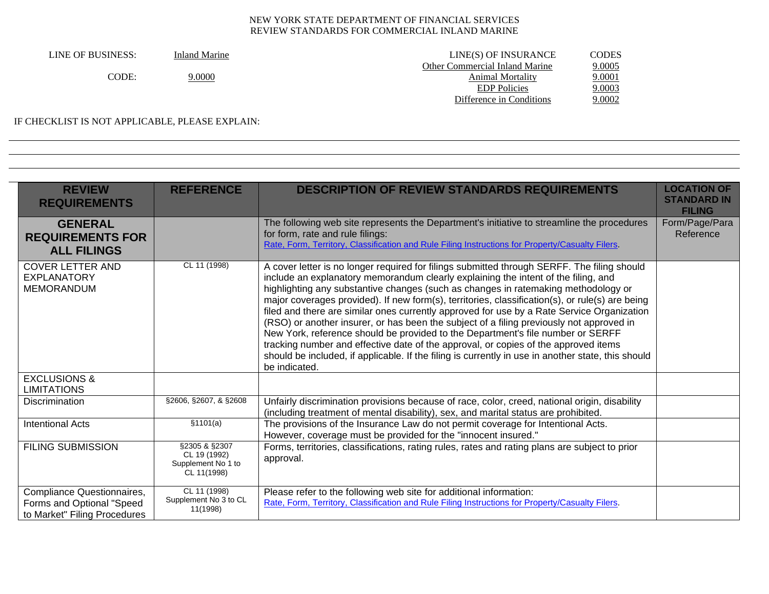NEW YORK STATE DEPARTMENT OF FINANCIAL SERVICES
REVIEW STANDARDS FOR COMMERCIAL INLAND MARINE

| | | | |
|---|---|---|---|
| LINE OF BUSINESS: | Inland Marine | LINE(S) OF INSURANCE | CODES |
| | | Other Commercial Inland Marine | 9.0005 |
| CODE: | 9.0000 | Animal Mortality | 9.0001 |
| | | EDP Policies | 9.0003 |
| | | Difference in Conditions | 9.0002 |

IF CHECKLIST IS NOT APPLICABLE, PLEASE EXPLAIN:

| REVIEW REQUIREMENTS | REFERENCE | DESCRIPTION OF REVIEW STANDARDS REQUIREMENTS | LOCATION OF STANDARD IN FILING |
|---|---|---|---|
| **GENERAL REQUIREMENTS FOR ALL FILINGS** | | The following web site represents the Department's initiative to streamline the procedures for form, rate and rule filings: Rate, Form, Territory, Classification and Rule Filing Instructions for Property/Casualty Filers. | Form/Page/Para Reference |
| COVER LETTER AND EXPLANATORY MEMORANDUM | CL 11 (1998) | A cover letter is no longer required for filings submitted through SERFF. The filing should include an explanatory memorandum clearly explaining the intent of the filing, and highlighting any substantive changes (such as changes in ratemaking methodology or major coverages provided). If new form(s), territories, classification(s), or rule(s) are being filed and there are similar ones currently approved for use by a Rate Service Organization (RSO) or another insurer, or has been the subject of a filing previously not approved in New York, reference should be provided to the Department's file number or SERFF tracking number and effective date of the approval, or copies of the approved items should be included, if applicable. If the filing is currently in use in another state, this should be indicated. | |
| EXCLUSIONS & LIMITATIONS | | | |
| Discrimination | §2606, §2607, & §2608 | Unfairly discrimination provisions because of race, color, creed, national origin, disability (including treatment of mental disability), sex, and marital status are prohibited. | |
| Intentional Acts | §1101(a) | The provisions of the Insurance Law do not permit coverage for Intentional Acts. However, coverage must be provided for the "innocent insured." | |
| FILING SUBMISSION | §2305 & §2307 CL 19 (1992) Supplement No 1 to CL 11(1998) | Forms, territories, classifications, rating rules, rates and rating plans are subject to prior approval. | |
| Compliance Questionnaires, Forms and Optional "Speed to Market" Filing Procedures | CL 11 (1998) Supplement No 3 to CL 11(1998) | Please refer to the following web site for additional information: Rate, Form, Territory, Classification and Rule Filing Instructions for Property/Casualty Filers. | |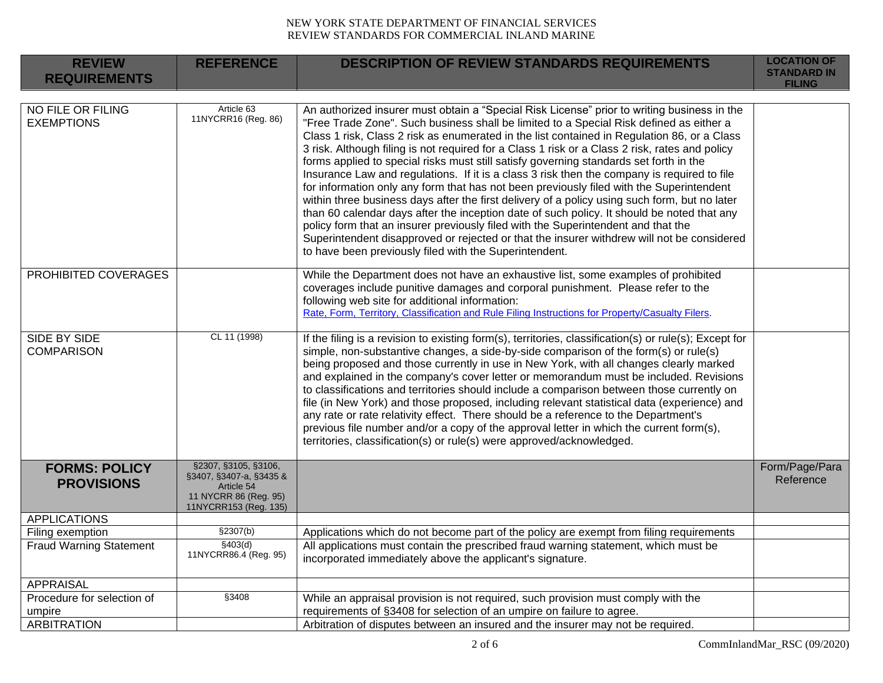| REVIEW REQUIREMENTS | REFERENCE | DESCRIPTION OF REVIEW STANDARDS REQUIREMENTS | LOCATION OF STANDARD IN FILING |
|---|---|---|---|
| NO FILE OR FILING EXEMPTIONS | Article 63<br>11NYCRR16 (Reg. 86) | An authorized insurer must obtain a "Special Risk License" prior to writing business in the "Free Trade Zone". Such business shall be limited to a Special Risk defined as either a Class 1 risk, Class 2 risk as enumerated in the list contained in Regulation 86, or a Class 3 risk. Although filing is not required for a Class 1 risk or a Class 2 risk, rates and policy forms applied to special risks must still satisfy governing standards set forth in the Insurance Law and regulations. If it is a class 3 risk then the company is required to file for information only any form that has not been previously filed with the Superintendent within three business days after the first delivery of a policy using such form, but no later than 60 calendar days after the inception date of such policy. It should be noted that any policy form that an insurer previously filed with the Superintendent and that the Superintendent disapproved or rejected or that the insurer withdrew will not be considered to have been previously filed with the Superintendent. | |
| PROHIBITED COVERAGES | | While the Department does not have an exhaustive list, some examples of prohibited coverages include punitive damages and corporal punishment. Please refer to the following web site for additional information:<br>Rate, Form, Territory, Classification and Rule Filing Instructions for Property/Casualty Filers. | |
| SIDE BY SIDE COMPARISON | CL 11 (1998) | If the filing is a revision to existing form(s), territories, classification(s) or rule(s); Except for simple, non-substantive changes, a side-by-side comparison of the form(s) or rule(s) being proposed and those currently in use in New York, with all changes clearly marked and explained in the company's cover letter or memorandum must be included. Revisions to classifications and territories should include a comparison between those currently on file (in New York) and those proposed, including relevant statistical data (experience) and any rate or rate relativity effect. There should be a reference to the Department's previous file number and/or a copy of the approval letter in which the current form(s), territories, classification(s) or rule(s) were approved/acknowledged. | |
| **FORMS: POLICY PROVISIONS** | §2307, §3105, §3106, §3407, §3407-a, §3435 & Article 54<br>11 NYCRR 86 (Reg. 95)<br>11NYCRR153 (Reg. 135) | | Form/Page/Para Reference |
| APPLICATIONS | | | |
| Filing exemption | §2307(b) | Applications which do not become part of the policy are exempt from filing requirements | |
| Fraud Warning Statement | §403(d)<br>11NYCRR86.4 (Reg. 95) | All applications must contain the prescribed fraud warning statement, which must be incorporated immediately above the applicant's signature. | |
| APPRAISAL | | | |
| Procedure for selection of umpire | §3408 | While an appraisal provision is not required, such provision must comply with the requirements of §3408 for selection of an umpire on failure to agree. | |
| ARBITRATION | | Arbitration of disputes between an insured and the insurer may not be required. | |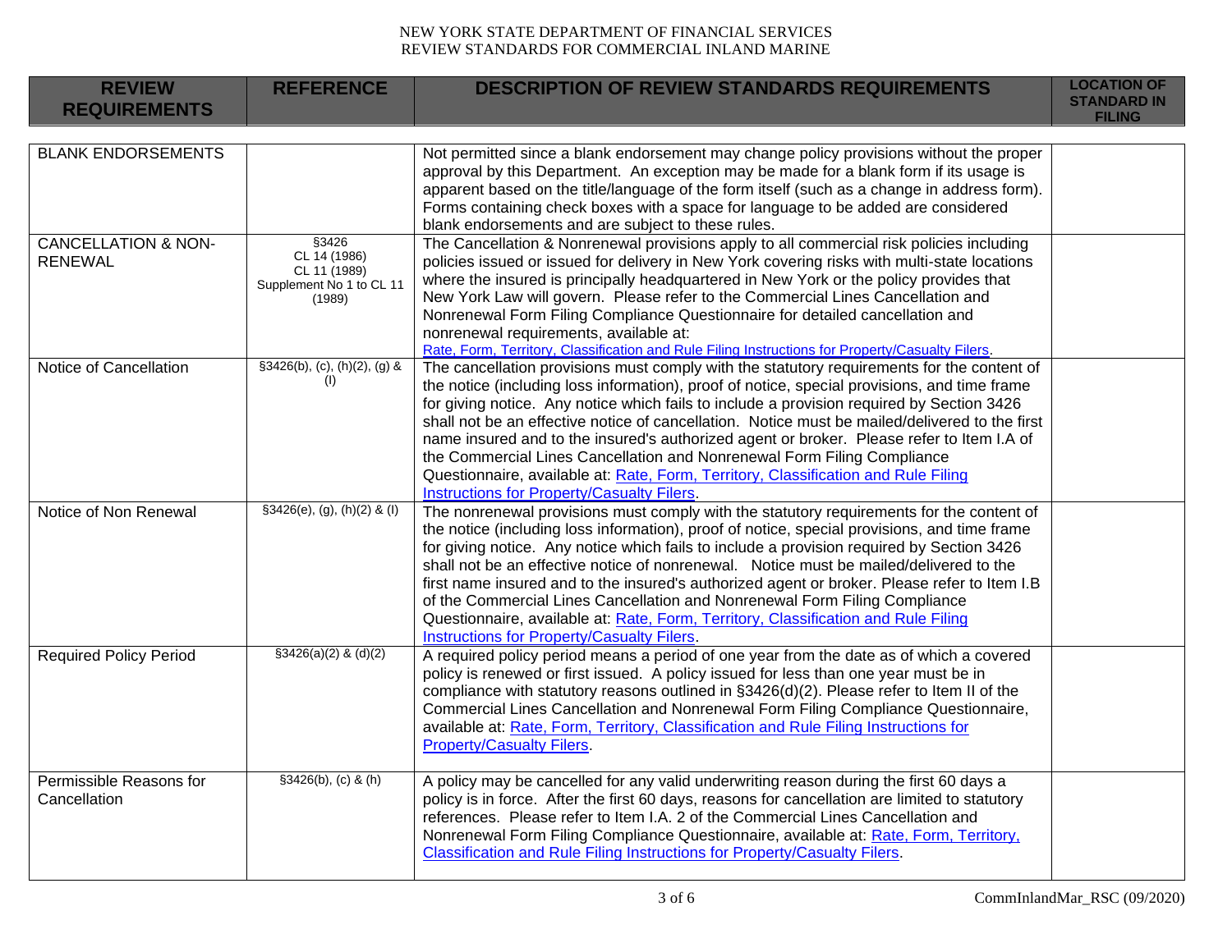| REVIEW REQUIREMENTS | REFERENCE | DESCRIPTION OF REVIEW STANDARDS REQUIREMENTS | LOCATION OF STANDARD IN FILING |
|---|---|---|---|
| BLANK ENDORSEMENTS | | Not permitted since a blank endorsement may change policy provisions without the proper approval by this Department. An exception may be made for a blank form if its usage is apparent based on the title/language of the form itself (such as a change in address form). Forms containing check boxes with a space for language to be added are considered blank endorsements and are subject to these rules. | |
| CANCELLATION & NON-RENEWAL | §3426 CL 14 (1986) CL 11 (1989) Supplement No 1 to CL 11 (1989) | The Cancellation & Nonrenewal provisions apply to all commercial risk policies including policies issued or issued for delivery in New York covering risks with multi-state locations where the insured is principally headquartered in New York or the policy provides that New York Law will govern. Please refer to the Commercial Lines Cancellation and Nonrenewal Form Filing Compliance Questionnaire for detailed cancellation and nonrenewal requirements, available at: Rate, Form, Territory, Classification and Rule Filing Instructions for Property/Casualty Filers. | |
| Notice of Cancellation | §3426(b), (c), (h)(2), (g) & (l) | The cancellation provisions must comply with the statutory requirements for the content of the notice (including loss information), proof of notice, special provisions, and time frame for giving notice. Any notice which fails to include a provision required by Section 3426 shall not be an effective notice of cancellation. Notice must be mailed/delivered to the first name insured and to the insured's authorized agent or broker. Please refer to Item I.A of the Commercial Lines Cancellation and Nonrenewal Form Filing Compliance Questionnaire, available at: Rate, Form, Territory, Classification and Rule Filing Instructions for Property/Casualty Filers. | |
| Notice of Non Renewal | §3426(e), (g), (h)(2) & (l) | The nonrenewal provisions must comply with the statutory requirements for the content of the notice (including loss information), proof of notice, special provisions, and time frame for giving notice. Any notice which fails to include a provision required by Section 3426 shall not be an effective notice of nonrenewal. Notice must be mailed/delivered to the first name insured and to the insured's authorized agent or broker. Please refer to Item I.B of the Commercial Lines Cancellation and Nonrenewal Form Filing Compliance Questionnaire, available at: Rate, Form, Territory, Classification and Rule Filing Instructions for Property/Casualty Filers. | |
| Required Policy Period | §3426(a)(2) & (d)(2) | A required policy period means a period of one year from the date as of which a covered policy is renewed or first issued. A policy issued for less than one year must be in compliance with statutory reasons outlined in §3426(d)(2). Please refer to Item II of the Commercial Lines Cancellation and Nonrenewal Form Filing Compliance Questionnaire, available at: Rate, Form, Territory, Classification and Rule Filing Instructions for Property/Casualty Filers. | |
| Permissible Reasons for Cancellation | §3426(b), (c) & (h) | A policy may be cancelled for any valid underwriting reason during the first 60 days a policy is in force. After the first 60 days, reasons for cancellation are limited to statutory references. Please refer to Item I.A. 2 of the Commercial Lines Cancellation and Nonrenewal Form Filing Compliance Questionnaire, available at: Rate, Form, Territory, Classification and Rule Filing Instructions for Property/Casualty Filers. | |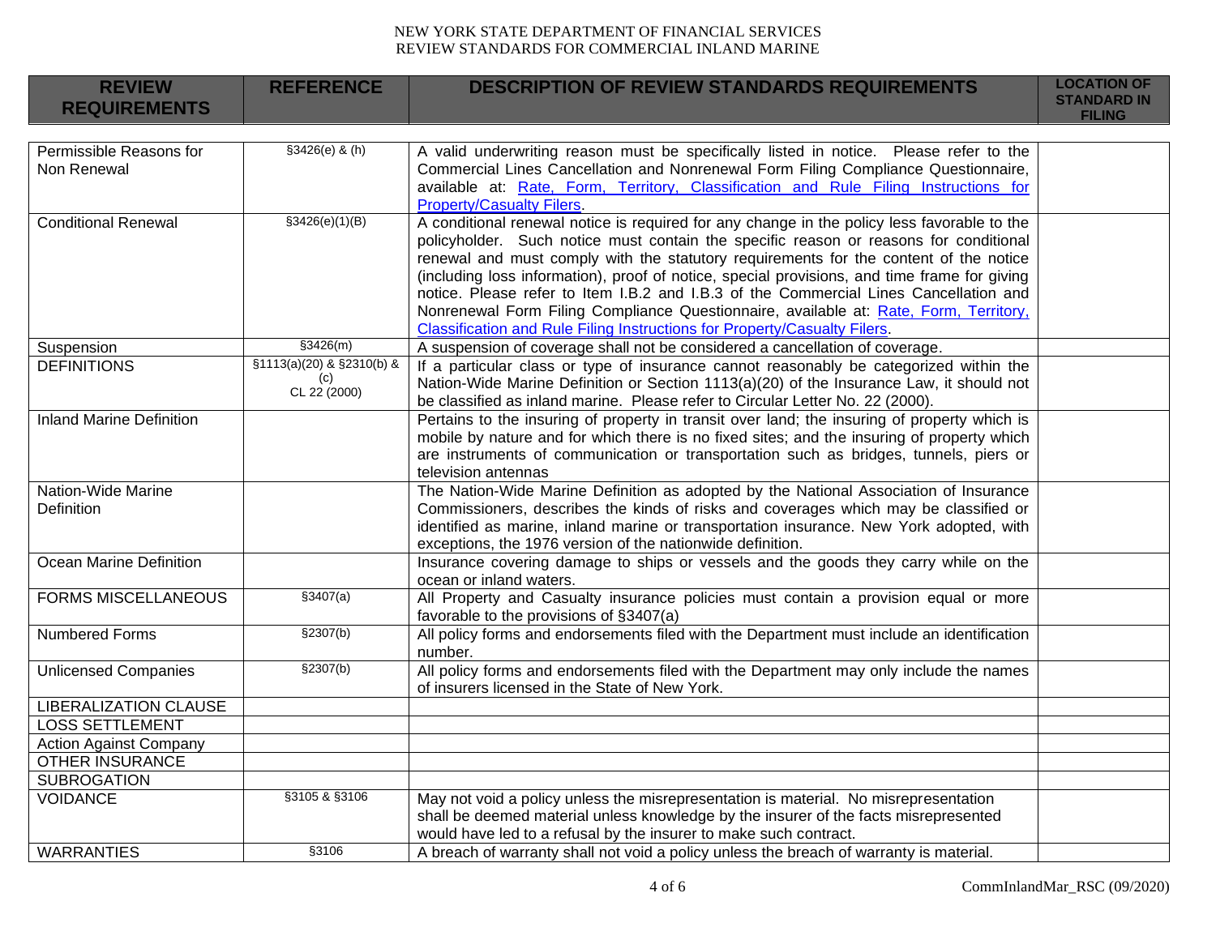NEW YORK STATE DEPARTMENT OF FINANCIAL SERVICES
REVIEW STANDARDS FOR COMMERCIAL INLAND MARINE

| REVIEW REQUIREMENTS | REFERENCE | DESCRIPTION OF REVIEW STANDARDS REQUIREMENTS | LOCATION OF STANDARD IN FILING |
|---|---|---|---|
| Permissible Reasons for Non Renewal | §3426(e) & (h) | A valid underwriting reason must be specifically listed in notice. Please refer to the Commercial Lines Cancellation and Nonrenewal Form Filing Compliance Questionnaire, available at: [Rate, Form, Territory, Classification and Rule Filing Instructions for Property/Casualty Filers](). | |
| Conditional Renewal | §3426(e)(1)(B) | A conditional renewal notice is required for any change in the policy less favorable to the policyholder. Such notice must contain the specific reason or reasons for conditional renewal and must comply with the statutory requirements for the content of the notice (including loss information), proof of notice, special provisions, and time frame for giving notice. Please refer to Item I.B.2 and I.B.3 of the Commercial Lines Cancellation and Nonrenewal Form Filing Compliance Questionnaire, available at: [Rate, Form, Territory, Classification and Rule Filing Instructions for Property/Casualty Filers](). | |
| Suspension | §3426(m) | A suspension of coverage shall not be considered a cancellation of coverage. | |
| DEFINITIONS | §1113(a)(20) & §2310(b) & (c) CL 22 (2000) | If a particular class or type of insurance cannot reasonably be categorized within the Nation-Wide Marine Definition or Section 1113(a)(20) of the Insurance Law, it should not be classified as inland marine. Please refer to Circular Letter No. 22 (2000). | |
| Inland Marine Definition | | Pertains to the insuring of property in transit over land; the insuring of property which is mobile by nature and for which there is no fixed sites; and the insuring of property which are instruments of communication or transportation such as bridges, tunnels, piers or television antennas | |
| Nation-Wide Marine Definition | | The Nation-Wide Marine Definition as adopted by the National Association of Insurance Commissioners, describes the kinds of risks and coverages which may be classified or identified as marine, inland marine or transportation insurance. New York adopted, with exceptions, the 1976 version of the nationwide definition. | |
| Ocean Marine Definition | | Insurance covering damage to ships or vessels and the goods they carry while on the ocean or inland waters. | |
| FORMS MISCELLANEOUS | §3407(a) | All Property and Casualty insurance policies must contain a provision equal or more favorable to the provisions of §3407(a) | |
| Numbered Forms | §2307(b) | All policy forms and endorsements filed with the Department must include an identification number. | |
| Unlicensed Companies | §2307(b) | All policy forms and endorsements filed with the Department may only include the names of insurers licensed in the State of New York. | |
| LIBERALIZATION CLAUSE | | | |
| LOSS SETTLEMENT | | | |
| Action Against Company | | | |
| OTHER INSURANCE | | | |
| SUBROGATION | | | |
| VOIDANCE | §3105 & §3106 | May not void a policy unless the misrepresentation is material. No misrepresentation shall be deemed material unless knowledge by the insurer of the facts misrepresented would have led to a refusal by the insurer to make such contract. | |
| WARRANTIES | §3106 | A breach of warranty shall not void a policy unless the breach of warranty is material. | |

CommInlandMar_RSC (09/2020)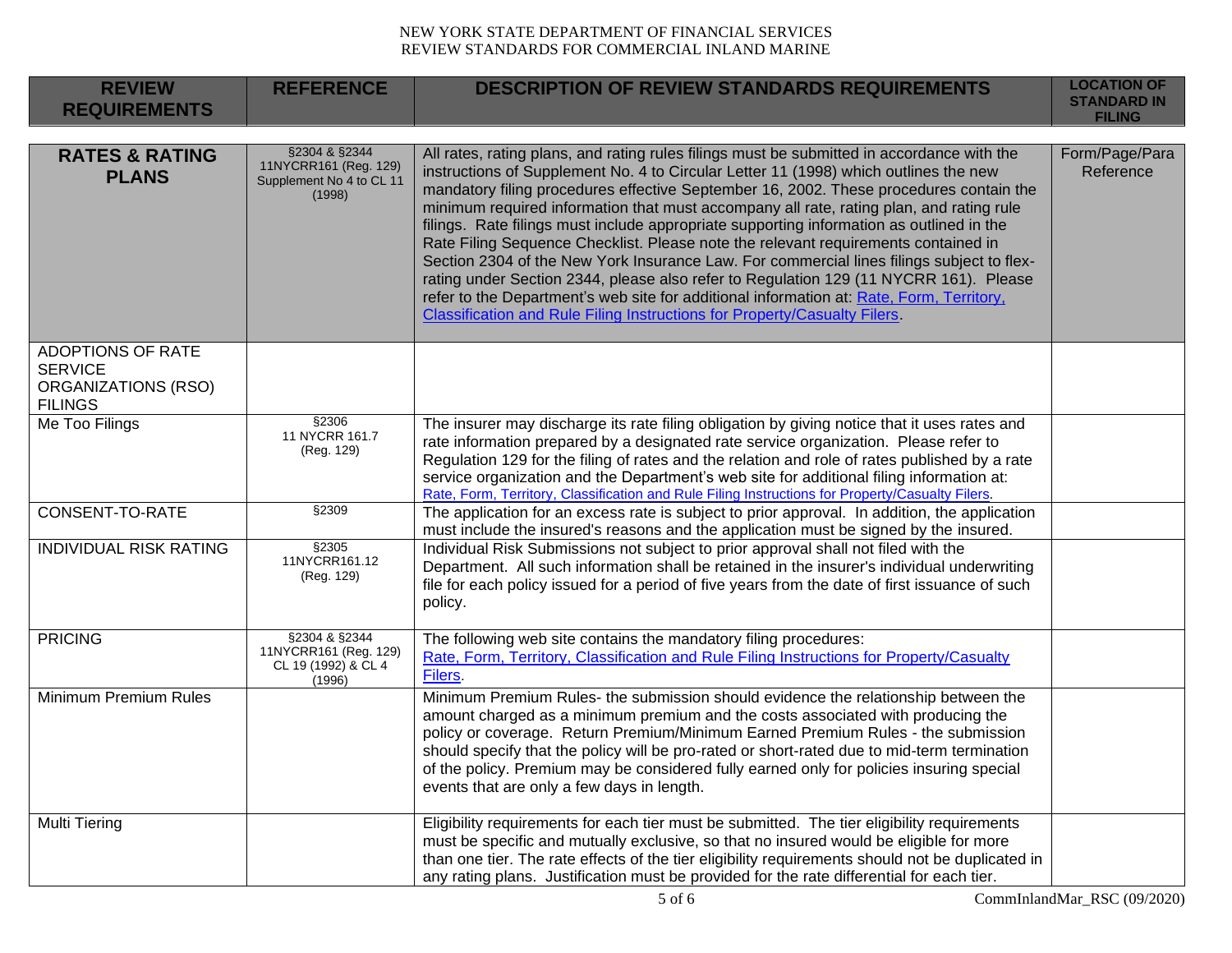| REVIEW REQUIREMENTS | REFERENCE | DESCRIPTION OF REVIEW STANDARDS REQUIREMENTS | LOCATION OF STANDARD IN FILING |
|---|---|---|---|
| **RATES & RATING PLANS** | §2304 & §2344 11NYCRR161 (Reg. 129) Supplement No 4 to CL 11 (1998) | All rates, rating plans, and rating rules filings must be submitted in accordance with the instructions of Supplement No. 4 to Circular Letter 11 (1998) which outlines the new mandatory filing procedures effective September 16, 2002. These procedures contain the minimum required information that must accompany all rate, rating plan, and rating rule filings. Rate filings must include appropriate supporting information as outlined in the Rate Filing Sequence Checklist. Please note the relevant requirements contained in Section 2304 of the New York Insurance Law. For commercial lines filings subject to flex-rating under Section 2344, please also refer to Regulation 129 (11 NYCRR 161). Please refer to the Department's web site for additional information at: Rate, Form, Territory, Classification and Rule Filing Instructions for Property/Casualty Filers. | Form/Page/Para Reference |
| ADOPTIONS OF RATE SERVICE ORGANIZATIONS (RSO) FILINGS | | | |
| Me Too Filings | §2306 11 NYCRR 161.7 (Reg. 129) | The insurer may discharge its rate filing obligation by giving notice that it uses rates and rate information prepared by a designated rate service organization. Please refer to Regulation 129 for the filing of rates and the relation and role of rates published by a rate service organization and the Department's web site for additional filing information at: Rate, Form, Territory, Classification and Rule Filing Instructions for Property/Casualty Filers. | |
| CONSENT-TO-RATE | §2309 | The application for an excess rate is subject to prior approval. In addition, the application must include the insured's reasons and the application must be signed by the insured. | |
| INDIVIDUAL RISK RATING | §2305 11NYCRR161.12 (Reg. 129) | Individual Risk Submissions not subject to prior approval shall not filed with the Department. All such information shall be retained in the insurer's individual underwriting file for each policy issued for a period of five years from the date of first issuance of such policy. | |
| PRICING | §2304 & §2344 11NYCRR161 (Reg. 129) CL 19 (1992) & CL 4 (1996) | The following web site contains the mandatory filing procedures: Rate, Form, Territory, Classification and Rule Filing Instructions for Property/Casualty Filers. | |
| Minimum Premium Rules | | Minimum Premium Rules- the submission should evidence the relationship between the amount charged as a minimum premium and the costs associated with producing the policy or coverage. Return Premium/Minimum Earned Premium Rules - the submission should specify that the policy will be pro-rated or short-rated due to mid-term termination of the policy. Premium may be considered fully earned only for policies insuring special events that are only a few days in length. | |
| Multi Tiering | | Eligibility requirements for each tier must be submitted. The tier eligibility requirements must be specific and mutually exclusive, so that no insured would be eligible for more than one tier. The rate effects of the tier eligibility requirements should not be duplicated in any rating plans. Justification must be provided for the rate differential for each tier. | |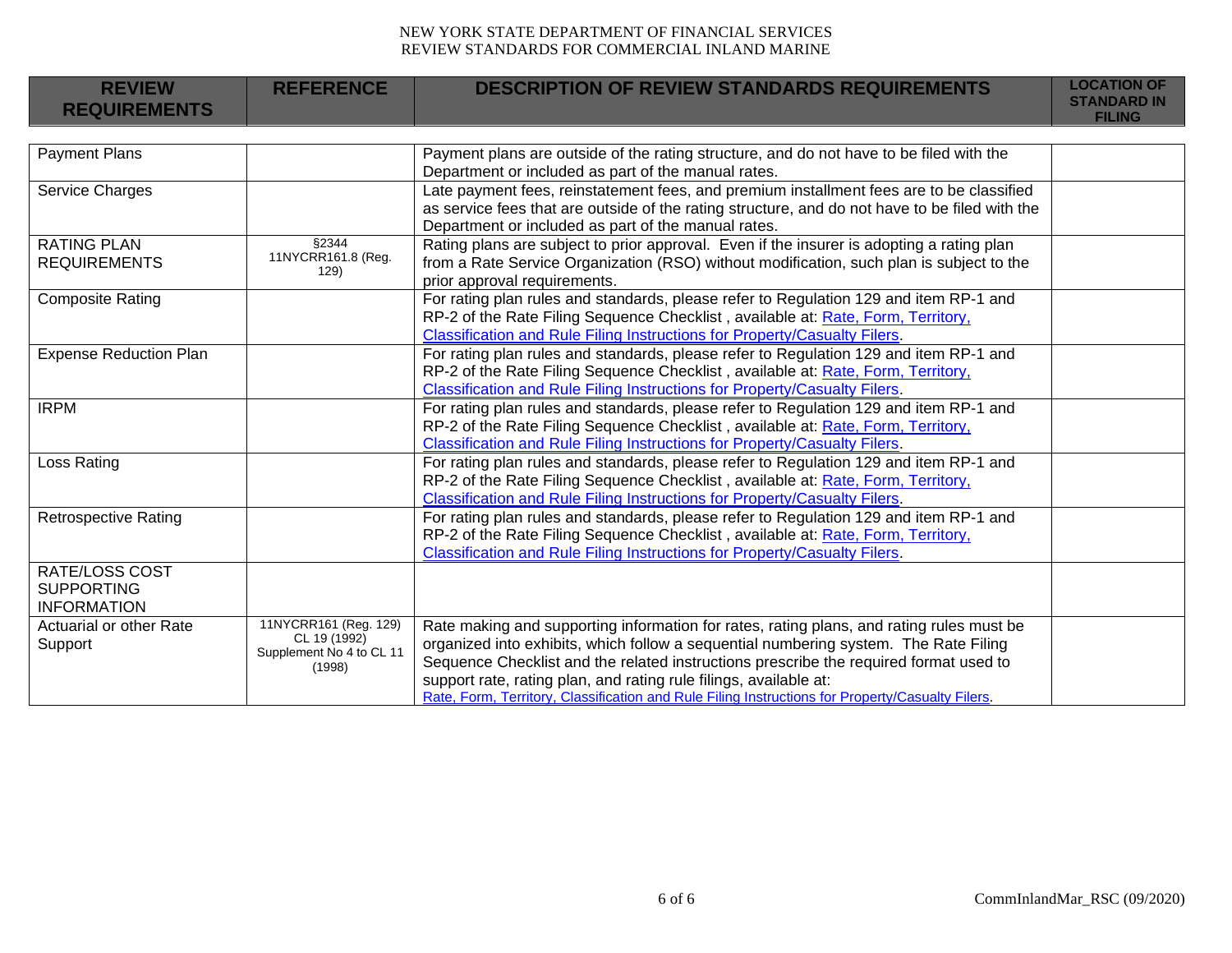| REVIEW REQUIREMENTS | REFERENCE | DESCRIPTION OF REVIEW STANDARDS REQUIREMENTS | LOCATION OF STANDARD IN FILING |
|---|---|---|---|
| Payment Plans | | Payment plans are outside of the rating structure, and do not have to be filed with the Department or included as part of the manual rates. | |
| Service Charges | | Late payment fees, reinstatement fees, and premium installment fees are to be classified as service fees that are outside of the rating structure, and do not have to be filed with the Department or included as part of the manual rates. | |
| RATING PLAN REQUIREMENTS | §2344 11NYCRR161.8 (Reg. 129) | Rating plans are subject to prior approval. Even if the insurer is adopting a rating plan from a Rate Service Organization (RSO) without modification, such plan is subject to the prior approval requirements. | |
| Composite Rating | | For rating plan rules and standards, please refer to Regulation 129 and item RP-1 and RP-2 of the Rate Filing Sequence Checklist , available at: Rate, Form, Territory, Classification and Rule Filing Instructions for Property/Casualty Filers. | |
| Expense Reduction Plan | | For rating plan rules and standards, please refer to Regulation 129 and item RP-1 and RP-2 of the Rate Filing Sequence Checklist , available at: Rate, Form, Territory, Classification and Rule Filing Instructions for Property/Casualty Filers. | |
| IRPM | | For rating plan rules and standards, please refer to Regulation 129 and item RP-1 and RP-2 of the Rate Filing Sequence Checklist , available at: Rate, Form, Territory, Classification and Rule Filing Instructions for Property/Casualty Filers. | |
| Loss Rating | | For rating plan rules and standards, please refer to Regulation 129 and item RP-1 and RP-2 of the Rate Filing Sequence Checklist , available at: Rate, Form, Territory, Classification and Rule Filing Instructions for Property/Casualty Filers. | |
| Retrospective Rating | | For rating plan rules and standards, please refer to Regulation 129 and item RP-1 and RP-2 of the Rate Filing Sequence Checklist , available at: Rate, Form, Territory, Classification and Rule Filing Instructions for Property/Casualty Filers. | |
| RATE/LOSS COST SUPPORTING INFORMATION | | | |
| Actuarial or other Rate Support | 11NYCRR161 (Reg. 129) CL 19 (1992) Supplement No 4 to CL 11 (1998) | Rate making and supporting information for rates, rating plans, and rating rules must be organized into exhibits, which follow a sequential numbering system. The Rate Filing Sequence Checklist and the related instructions prescribe the required format used to support rate, rating plan, and rating rule filings, available at: Rate, Form, Territory, Classification and Rule Filing Instructions for Property/Casualty Filers. | |